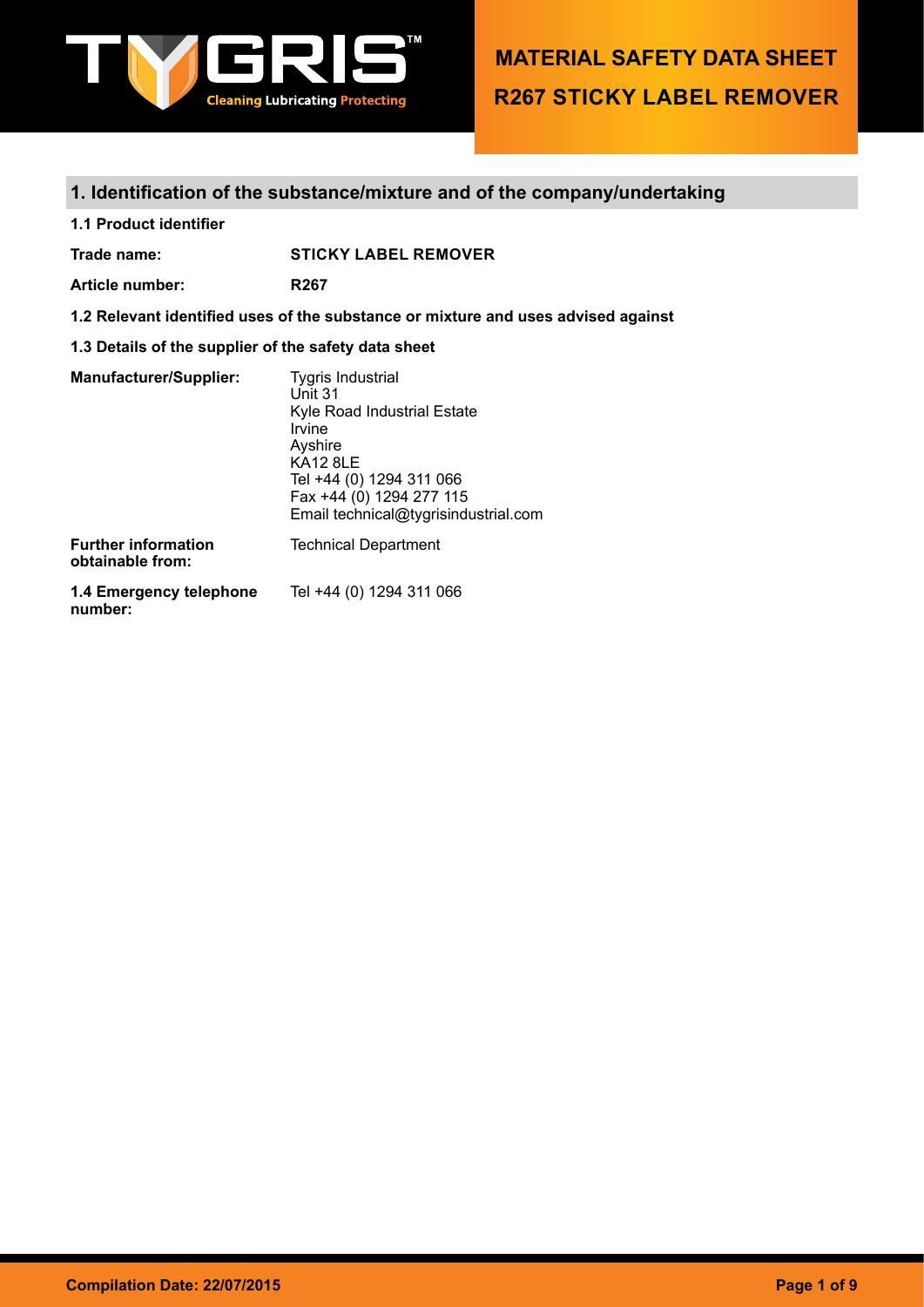# MATERIAL SAFETY DATA SHEET
# R267 STICKY LABEL REMOVER

## 1. Identification of the substance/mixture and of the company/undertaking

**1.1 Product identifier**

**Trade name:** **STICKY LABEL REMOVER**

**Article number:** **R267**

**1.2 Relevant identified uses of the substance or mixture and uses advised against**

**1.3 Details of the supplier of the safety data sheet**

**Manufacturer/Supplier:**
Tygris Industrial
Unit 31
Kyle Road Industrial Estate
Irvine
Ayshire
KA12 8LE
Tel +44 (0) 1294 311 066
Fax +44 (0) 1294 277 115
Email technical@tygrisindustrial.com

**Further information obtainable from:** Technical Department

**1.4 Emergency telephone number:** Tel +44 (0) 1294 311 066

**Compilation Date: 22/07/2015**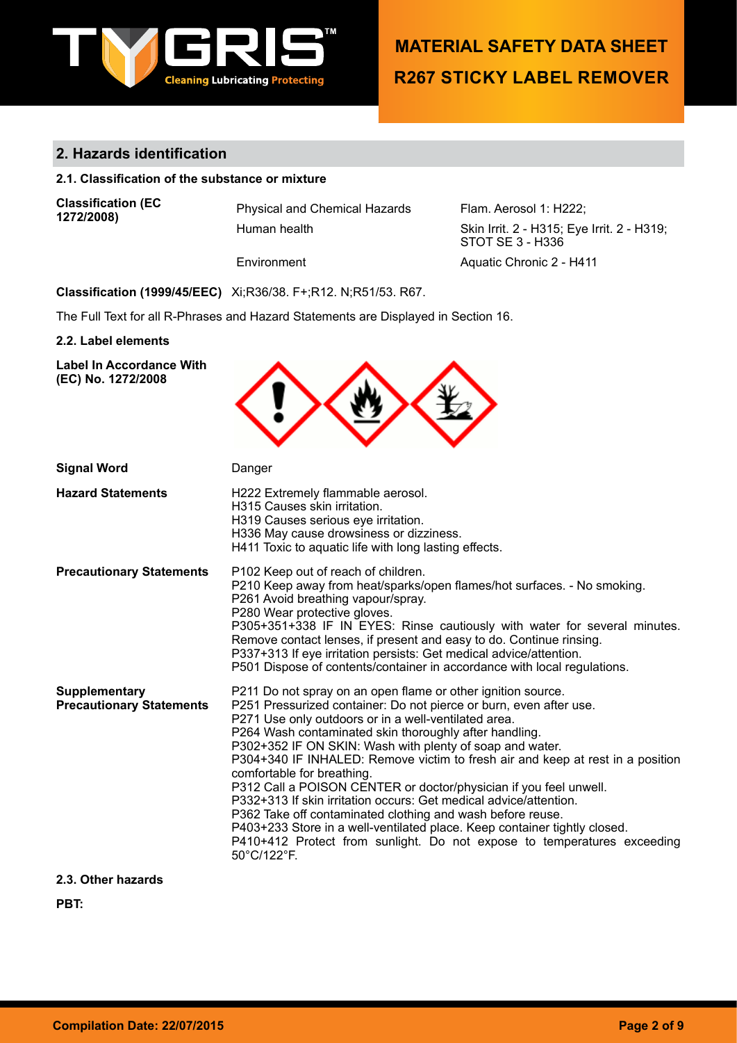## 2. Hazards identification

### 2.1. Classification of the substance or mixture

| **Classification (EC 1272/2008)** | Physical and Chemical Hazards | Flam. Aerosol 1: H222; |
|---|---|---|
| | Human health | Skin Irrit. 2 - H315; Eye Irrit. 2 - H319; STOT SE 3 - H336 |
| | Environment | Aquatic Chronic 2 - H411 |

**Classification (1999/45/EEC)** Xi;R36/38. F+;R12. N;R51/53. R67.

The Full Text for all R-Phrases and Hazard Statements are Displayed in Section 16.

### 2.2. Label elements

**Label In Accordance With (EC) No. 1272/2008**

**Signal Word**
Danger

**Hazard Statements**
H222 Extremely flammable aerosol.
H315 Causes skin irritation.
H319 Causes serious eye irritation.
H336 May cause drowsiness or dizziness.
H411 Toxic to aquatic life with long lasting effects.

**Precautionary Statements**
P102 Keep out of reach of children.
P210 Keep away from heat/sparks/open flames/hot surfaces. - No smoking.
P261 Avoid breathing vapour/spray.
P280 Wear protective gloves.
P305+351+338 IF IN EYES: Rinse cautiously with water for several minutes. Remove contact lenses, if present and easy to do. Continue rinsing.
P337+313 If eye irritation persists: Get medical advice/attention.
P501 Dispose of contents/container in accordance with local regulations.

**Supplementary Precautionary Statements**
P211 Do not spray on an open flame or other ignition source.
P251 Pressurized container: Do not pierce or burn, even after use.
P271 Use only outdoors or in a well-ventilated area.
P264 Wash contaminated skin thoroughly after handling.
P302+352 IF ON SKIN: Wash with plenty of soap and water.
P304+340 IF INHALED: Remove victim to fresh air and keep at rest in a position comfortable for breathing.
P312 Call a POISON CENTER or doctor/physician if you feel unwell.
P332+313 If skin irritation occurs: Get medical advice/attention.
P362 Take off contaminated clothing and wash before reuse.
P403+233 Store in a well-ventilated place. Keep container tightly closed.
P410+412 Protect from sunlight. Do not expose to temperatures exceeding 50°C/122°F.

### 2.3. Other hazards

**PBT:**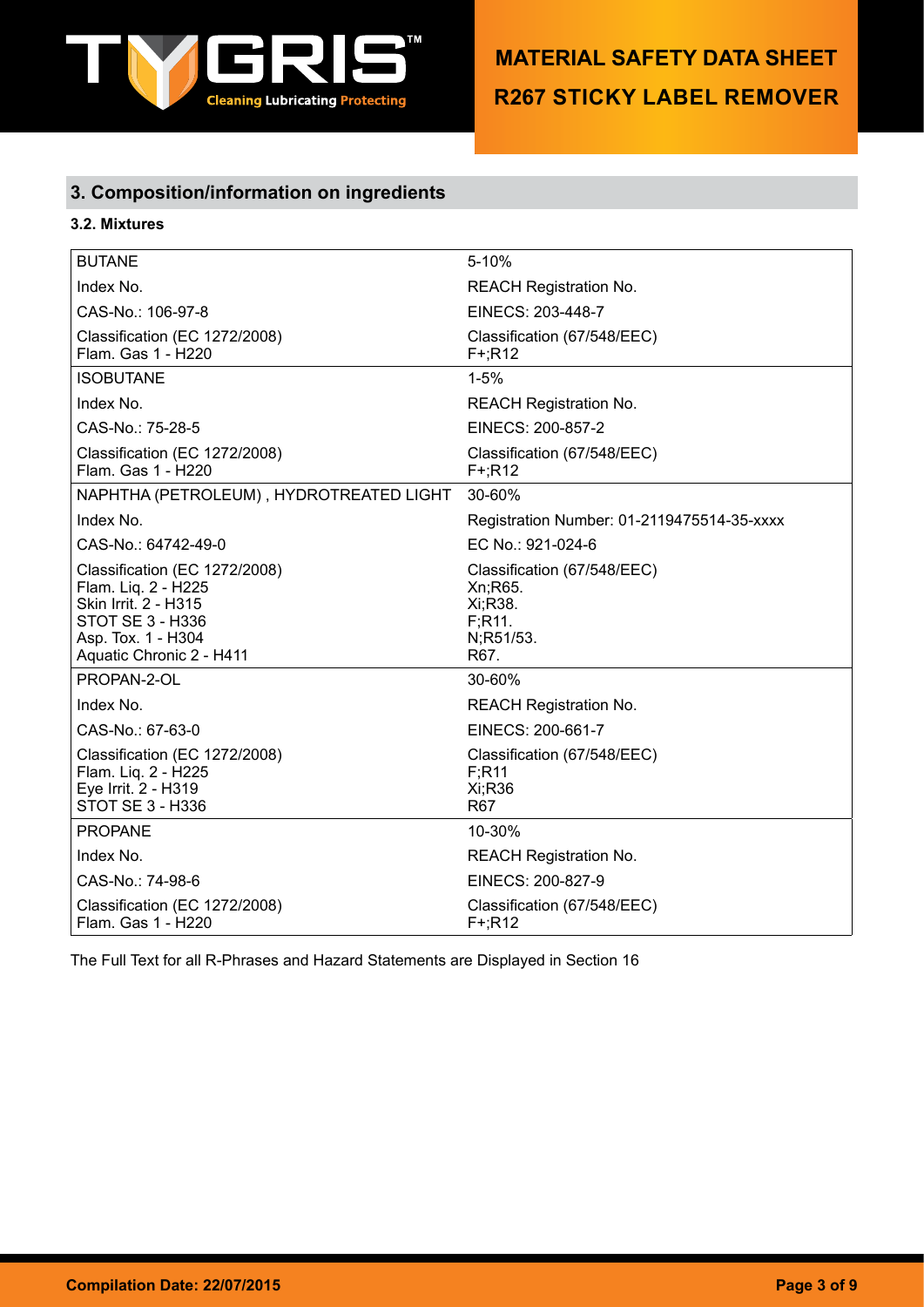## 3. Composition/information on ingredients

### 3.2. Mixtures

| | |
|---|---|
| BUTANE | 5-10% |
| Index No. | REACH Registration No. |
| CAS-No.: 106-97-8 | EINECS: 203-448-7 |
| Classification (EC 1272/2008)<br>Flam. Gas 1 - H220 | Classification (67/548/EEC)<br>F+;R12 |
| ISOBUTANE | 1-5% |
| Index No. | REACH Registration No. |
| CAS-No.: 75-28-5 | EINECS: 200-857-2 |
| Classification (EC 1272/2008)<br>Flam. Gas 1 - H220 | Classification (67/548/EEC)<br>F+;R12 |
| NAPHTHA (PETROLEUM) , HYDROTREATED LIGHT | 30-60% |
| Index No. | Registration Number: 01-2119475514-35-xxxx |
| CAS-No.: 64742-49-0 | EC No.: 921-024-6 |
| Classification (EC 1272/2008)<br>Flam. Liq. 2 - H225<br>Skin Irrit. 2 - H315<br>STOT SE 3 - H336<br>Asp. Tox. 1 - H304<br>Aquatic Chronic 2 - H411 | Classification (67/548/EEC)<br>Xn;R65.<br>Xi;R38.<br>F;R11.<br>N;R51/53.<br>R67. |
| PROPAN-2-OL | 30-60% |
| Index No. | REACH Registration No. |
| CAS-No.: 67-63-0 | EINECS: 200-661-7 |
| Classification (EC 1272/2008)<br>Flam. Liq. 2 - H225<br>Eye Irrit. 2 - H319<br>STOT SE 3 - H336 | Classification (67/548/EEC)<br>F;R11<br>Xi;R36<br>R67 |
| PROPANE | 10-30% |
| Index No. | REACH Registration No. |
| CAS-No.: 74-98-6 | EINECS: 200-827-9 |
| Classification (EC 1272/2008)<br>Flam. Gas 1 - H220 | Classification (67/548/EEC)<br>F+;R12 |

The Full Text for all R-Phrases and Hazard Statements are Displayed in Section 16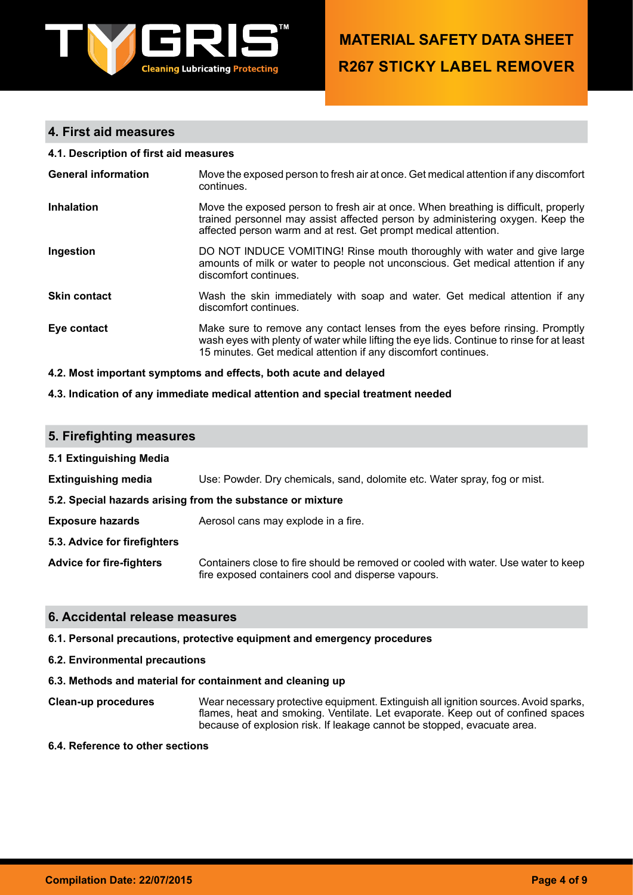## 4. First aid measures

### 4.1. Description of first aid measures

**General information** Move the exposed person to fresh air at once. Get medical attention if any discomfort continues.

**Inhalation** Move the exposed person to fresh air at once. When breathing is difficult, properly trained personnel may assist affected person by administering oxygen. Keep the affected person warm and at rest. Get prompt medical attention.

**Ingestion** DO NOT INDUCE VOMITING! Rinse mouth thoroughly with water and give large amounts of milk or water to people not unconscious. Get medical attention if any discomfort continues.

**Skin contact** Wash the skin immediately with soap and water. Get medical attention if any discomfort continues.

**Eye contact** Make sure to remove any contact lenses from the eyes before rinsing. Promptly wash eyes with plenty of water while lifting the eye lids. Continue to rinse for at least 15 minutes. Get medical attention if any discomfort continues.

### 4.2. Most important symptoms and effects, both acute and delayed

### 4.3. Indication of any immediate medical attention and special treatment needed

## 5. Firefighting measures

### 5.1 Extinguishing Media

**Extinguishing media** Use: Powder. Dry chemicals, sand, dolomite etc. Water spray, fog or mist.

### 5.2. Special hazards arising from the substance or mixture

**Exposure hazards** Aerosol cans may explode in a fire.

### 5.3. Advice for firefighters

**Advice for fire-fighters** Containers close to fire should be removed or cooled with water. Use water to keep fire exposed containers cool and disperse vapours.

## 6. Accidental release measures

### 6.1. Personal precautions, protective equipment and emergency procedures

### 6.2. Environmental precautions

### 6.3. Methods and material for containment and cleaning up

**Clean-up procedures** Wear necessary protective equipment. Extinguish all ignition sources. Avoid sparks, flames, heat and smoking. Ventilate. Let evaporate. Keep out of confined spaces because of explosion risk. If leakage cannot be stopped, evacuate area.

### 6.4. Reference to other sections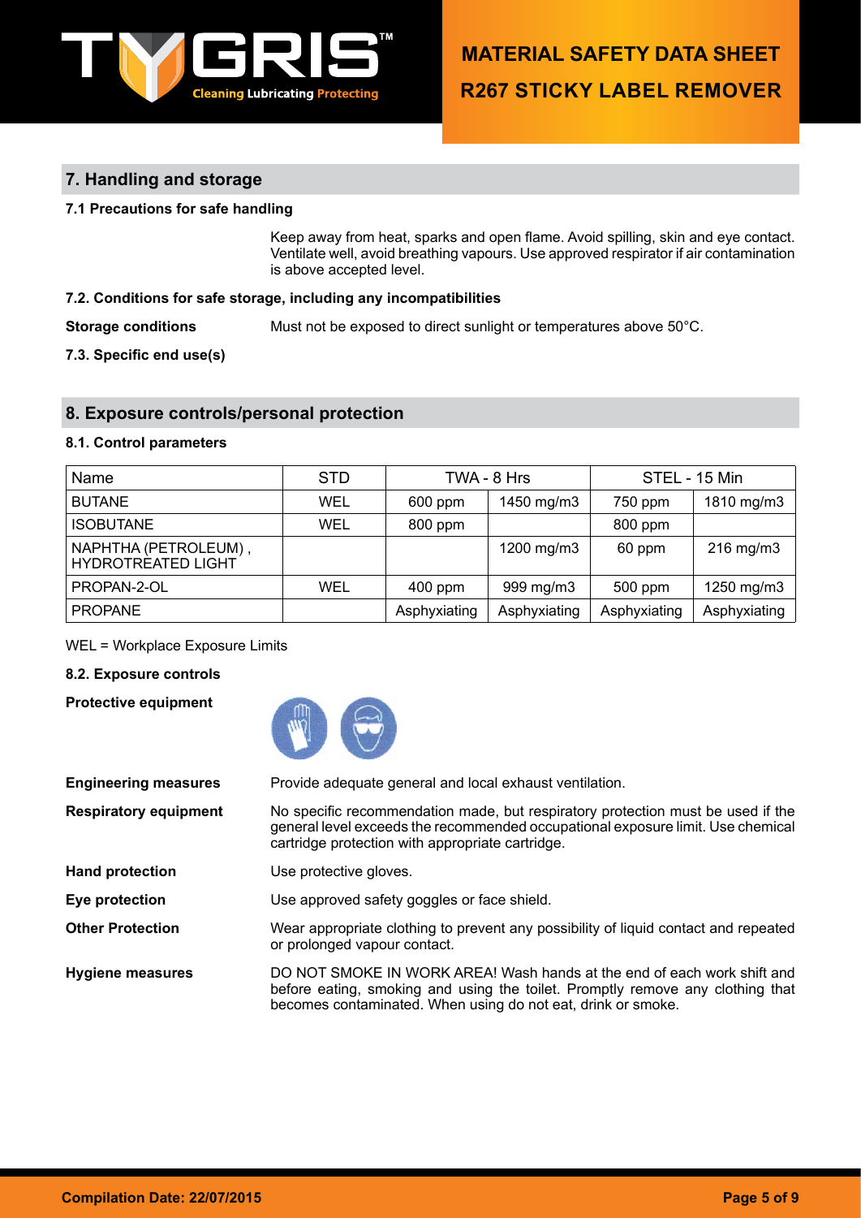## 7. Handling and storage

### 7.1 Precautions for safe handling

Keep away from heat, sparks and open flame. Avoid spilling, skin and eye contact. Ventilate well, avoid breathing vapours. Use approved respirator if air contamination is above accepted level.

### 7.2. Conditions for safe storage, including any incompatibilities

**Storage conditions** Must not be exposed to direct sunlight or temperatures above 50°C.

### 7.3. Specific end use(s)

## 8. Exposure controls/personal protection

### 8.1. Control parameters

| Name | STD | TWA - 8 Hrs | | STEL - 15 Min | |
|---|---|---|---|---|---|
| BUTANE | WEL | 600 ppm | 1450 mg/m3 | 750 ppm | 1810 mg/m3 |
| ISOBUTANE | WEL | 800 ppm | | 800 ppm | |
| NAPHTHA (PETROLEUM) , HYDROTREATED LIGHT | | | 1200 mg/m3 | 60 ppm | 216 mg/m3 |
| PROPAN-2-OL | WEL | 400 ppm | 999 mg/m3 | 500 ppm | 1250 mg/m3 |
| PROPANE | | Asphyxiating | Asphyxiating | Asphyxiating | Asphyxiating |

WEL = Workplace Exposure Limits

### 8.2. Exposure controls

**Protective equipment**

**Engineering measures** Provide adequate general and local exhaust ventilation.

**Respiratory equipment** No specific recommendation made, but respiratory protection must be used if the general level exceeds the recommended occupational exposure limit. Use chemical cartridge protection with appropriate cartridge.

**Hand protection** Use protective gloves.

**Eye protection** Use approved safety goggles or face shield.

**Other Protection** Wear appropriate clothing to prevent any possibility of liquid contact and repeated or prolonged vapour contact.

**Hygiene measures** DO NOT SMOKE IN WORK AREA! Wash hands at the end of each work shift and before eating, smoking and using the toilet. Promptly remove any clothing that becomes contaminated. When using do not eat, drink or smoke.

**Compilation Date: 22/07/2015**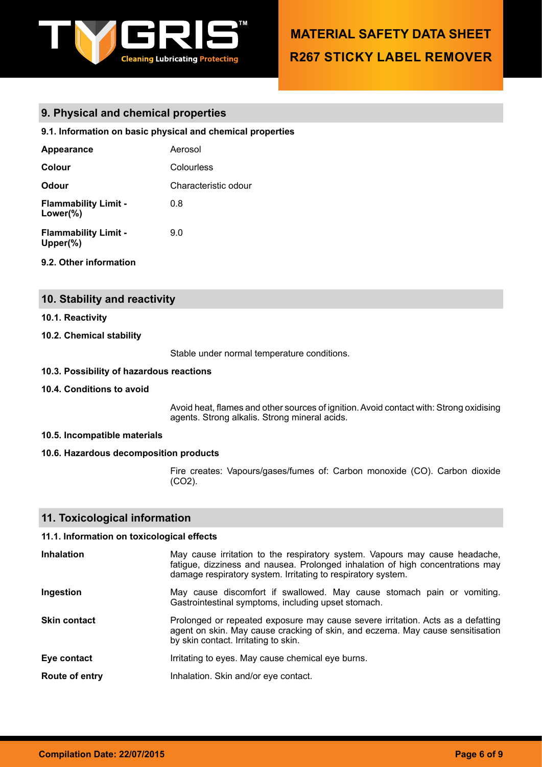## 9. Physical and chemical properties

### 9.1. Information on basic physical and chemical properties

| | |
|---|---|
| **Appearance** | Aerosol |
| **Colour** | Colourless |
| **Odour** | Characteristic odour |
| **Flammability Limit - Lower(%)** | 0.8 |
| **Flammability Limit - Upper(%)** | 9.0 |

### 9.2. Other information

## 10. Stability and reactivity

### 10.1. Reactivity

### 10.2. Chemical stability

Stable under normal temperature conditions.

### 10.3. Possibility of hazardous reactions

### 10.4. Conditions to avoid

Avoid heat, flames and other sources of ignition. Avoid contact with: Strong oxidising agents. Strong alkalis. Strong mineral acids.

### 10.5. Incompatible materials

### 10.6. Hazardous decomposition products

Fire creates: Vapours/gases/fumes of: Carbon monoxide (CO). Carbon dioxide ($CO_2$).

## 11. Toxicological information

### 11.1. Information on toxicological effects

| | |
|---|---|
| **Inhalation** | May cause irritation to the respiratory system. Vapours may cause headache, fatigue, dizziness and nausea. Prolonged inhalation of high concentrations may damage respiratory system. Irritating to respiratory system. |
| **Ingestion** | May cause discomfort if swallowed. May cause stomach pain or vomiting. Gastrointestinal symptoms, including upset stomach. |
| **Skin contact** | Prolonged or repeated exposure may cause severe irritation. Acts as a defatting agent on skin. May cause cracking of skin, and eczema. May cause sensitisation by skin contact. Irritating to skin. |
| **Eye contact** | Irritating to eyes. May cause chemical eye burns. |
| **Route of entry** | Inhalation. Skin and/or eye contact. |

**Compilation Date: 22/07/2015**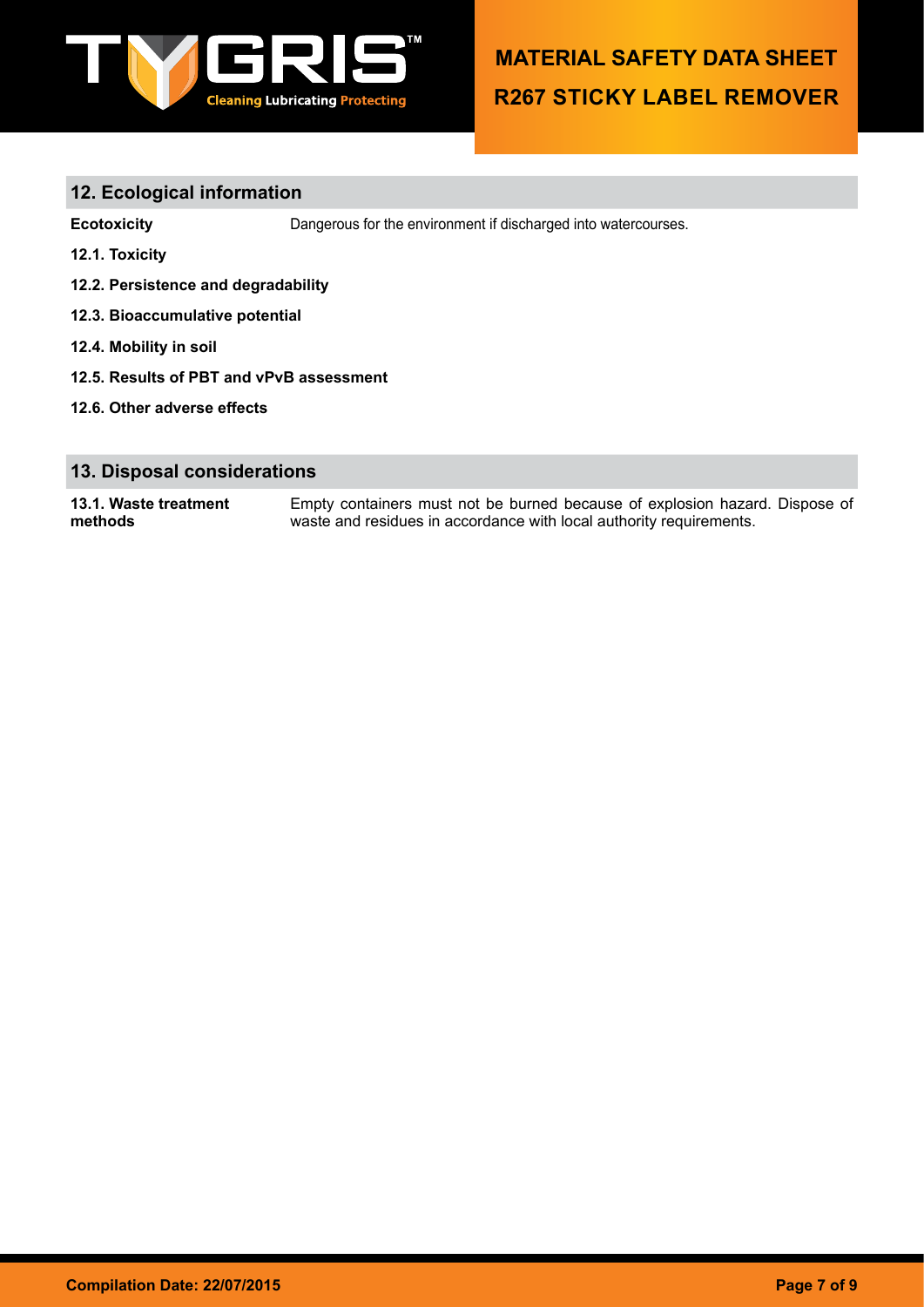## 12. Ecological information

**Ecotoxicity** Dangerous for the environment if discharged into watercourses.

**12.1. Toxicity**

**12.2. Persistence and degradability**

**12.3. Bioaccumulative potential**

**12.4. Mobility in soil**

**12.5. Results of PBT and vPvB assessment**

**12.6. Other adverse effects**

## 13. Disposal considerations

**13.1. Waste treatment methods** Empty containers must not be burned because of explosion hazard. Dispose of waste and residues in accordance with local authority requirements.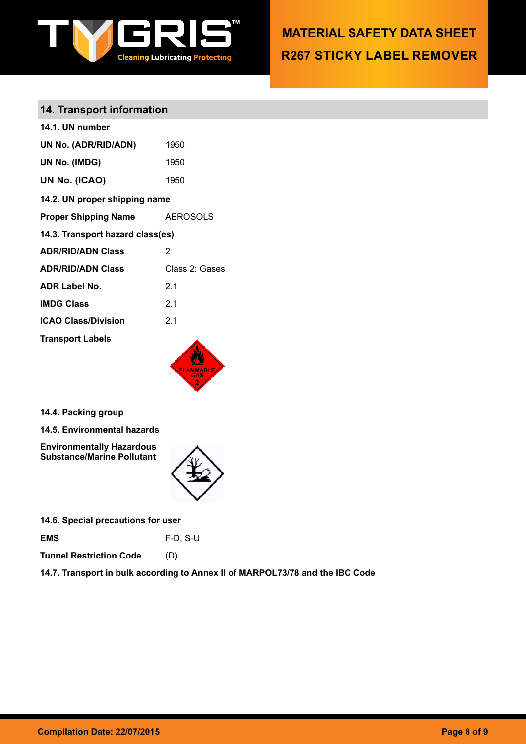## 14. Transport information

**14.1. UN number**

| | |
|---|---|
| **UN No. (ADR/RID/ADN)** | 1950 |
| **UN No. (IMDG)** | 1950 |
| **UN No. (ICAO)** | 1950 |

**14.2. UN proper shipping name**

| | |
|---|---|
| **Proper Shipping Name** | AEROSOLS |

**14.3. Transport hazard class(es)**

| | |
|---|---|
| **ADR/RID/ADN Class** | 2 |
| **ADR/RID/ADN Class** | Class 2: Gases |
| **ADR Label No.** | 2.1 |
| **IMDG Class** | 2.1 |
| **ICAO Class/Division** | 2.1 |

**Transport Labels**

**14.4. Packing group**

**14.5. Environmental hazards**

**Environmentally Hazardous Substance/Marine Pollutant**

**14.6. Special precautions for user**

| | |
|---|---|
| **EMS** | F-D, S-U |
| **Tunnel Restriction Code** | (D) |

**14.7. Transport in bulk according to Annex II of MARPOL73/78 and the IBC Code**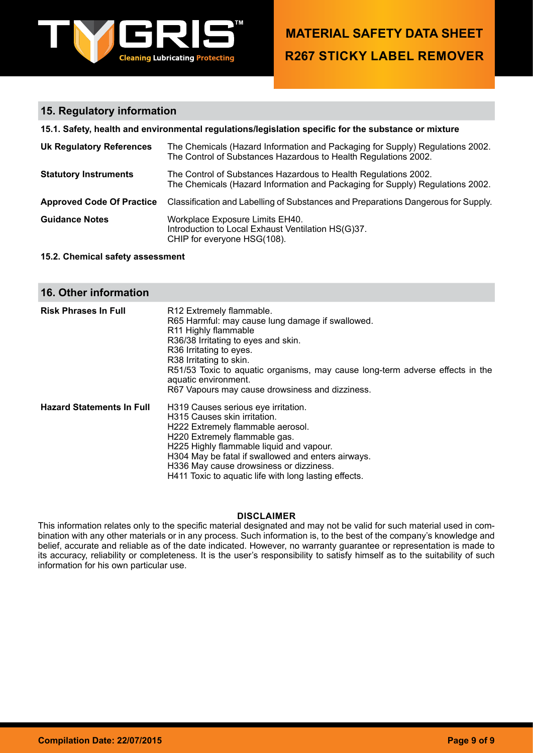## 15. Regulatory information

### 15.1. Safety, health and environmental regulations/legislation specific for the substance or mixture

| | |
|---|---|
| **Uk Regulatory References** | The Chemicals (Hazard Information and Packaging for Supply) Regulations 2002.<br>The Control of Substances Hazardous to Health Regulations 2002. |
| **Statutory Instruments** | The Control of Substances Hazardous to Health Regulations 2002.<br>The Chemicals (Hazard Information and Packaging for Supply) Regulations 2002. |
| **Approved Code Of Practice** | Classification and Labelling of Substances and Preparations Dangerous for Supply. |
| **Guidance Notes** | Workplace Exposure Limits EH40.<br>Introduction to Local Exhaust Ventilation HS(G)37.<br>CHIP for everyone HSG(108). |

### 15.2. Chemical safety assessment

## 16. Other information

| | |
|---|---|
| **Risk Phrases In Full** | R12 Extremely flammable.<br>R65 Harmful: may cause lung damage if swallowed.<br>R11 Highly flammable<br>R36/38 Irritating to eyes and skin.<br>R36 Irritating to eyes.<br>R38 Irritating to skin.<br>R51/53 Toxic to aquatic organisms, may cause long-term adverse effects in the aquatic environment.<br>R67 Vapours may cause drowsiness and dizziness. |
| **Hazard Statements In Full** | H319 Causes serious eye irritation.<br>H315 Causes skin irritation.<br>H222 Extremely flammable aerosol.<br>H220 Extremely flammable gas.<br>H225 Highly flammable liquid and vapour.<br>H304 May be fatal if swallowed and enters airways.<br>H336 May cause drowsiness or dizziness.<br>H411 Toxic to aquatic life with long lasting effects. |

**DISCLAIMER**

This information relates only to the specific material designated and may not be valid for such material used in combination with any other materials or in any process. Such information is, to the best of the company's knowledge and belief, accurate and reliable as of the date indicated. However, no warranty guarantee or representation is made to its accuracy, reliability or completeness. It is the user's responsibility to satisfy himself as to the suitability of such information for his own particular use.